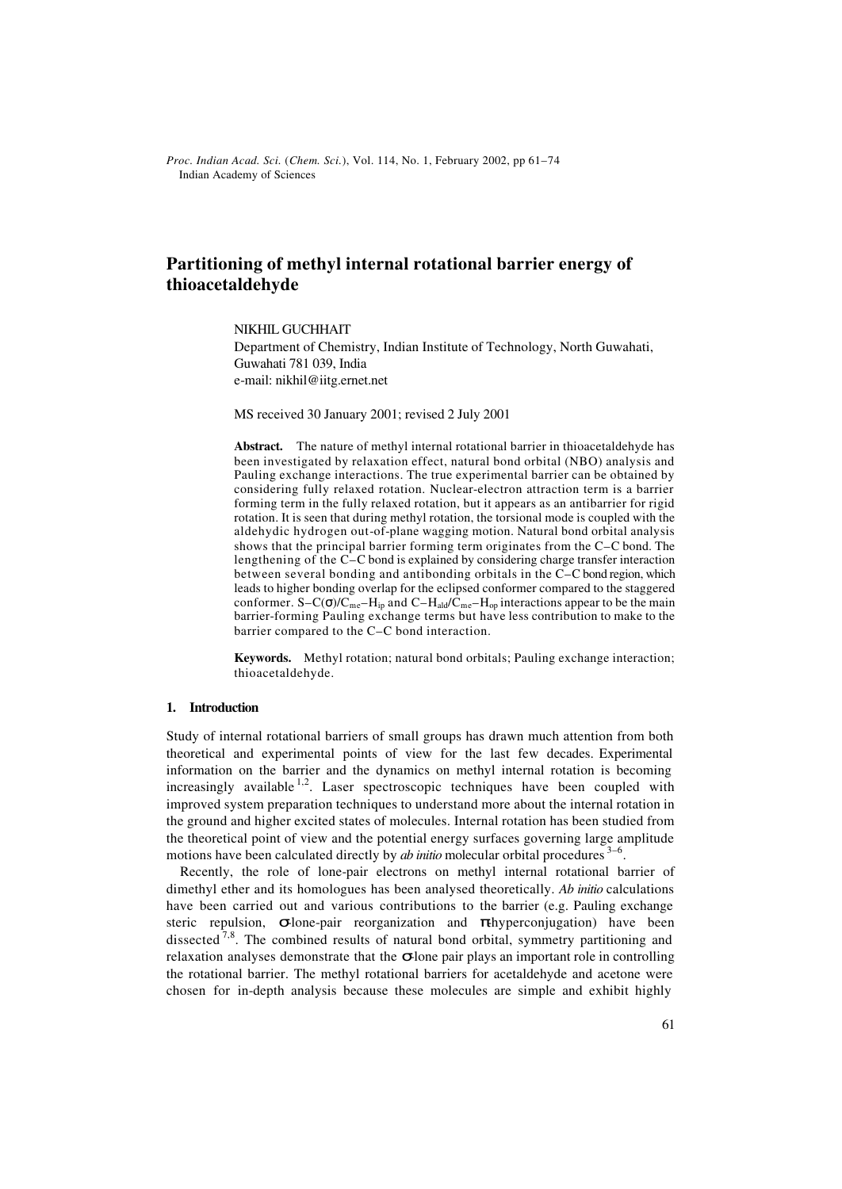# Partitioning of methyl internal rotational barrier energy of thioacetaldehyde

NIKHIL GUCHHAIT

Department of Chemistry, Indian Institute of Technology, North Guwahati, Guwahati 781 039, India

e-mail: nikhil@iitg.ernet.net

MS received 30 January 2001; revised 2 July 2001

**Abstract.** The nature of methyl internal rotational barrier in thioacetaldehyde has been investigated by relaxation effect, natural bond orbital (NBO) analysis and Pauling exchange interactions. The true experimental barrier can be obtained by considering fully relaxed rotation. Nuclear-electron attraction term is a barrier forming term in the fully relaxed rotation, but it appears as an antibarrier for rigid rotation. It is seen that during methyl rotation, the torsional mode is coupled with the aldehydic hydrogen out-of-plane wagging motion. Natural bond orbital analysis shows that the principal barrier forming term originates from the C–C bond. The lengthening of the C–C bond is explained by considering charge transfer interaction between several bonding and antibonding orbitals in the C–C bond region, which leads to higher bonding overlap for the eclipsed conformer compared to the staggered conformer. S–C($\sigma$)/$C_{me}$–$H_{ip}$ and C–$H_{ald}$/$C_{me}$–$H_{op}$ interactions appear to be the main barrier-forming Pauling exchange terms but have less contribution to make to the barrier compared to the C–C bond interaction.

**Keywords.** Methyl rotation; natural bond orbitals; Pauling exchange interaction; thioacetaldehyde.

## 1. Introduction

Study of internal rotational barriers of small groups has drawn much attention from both theoretical and experimental points of view for the last few decades. Experimental information on the barrier and the dynamics on methyl internal rotation is becoming increasingly available [1,2]. Laser spectroscopic techniques have been coupled with improved system preparation techniques to understand more about the internal rotation in the ground and higher excited states of molecules. Internal rotation has been studied from the theoretical point of view and the potential energy surfaces governing large amplitude motions have been calculated directly by *ab initio* molecular orbital procedures [3–6].

Recently, the role of lone-pair electrons on methyl internal rotational barrier of dimethyl ether and its homologues has been analysed theoretically. *Ab initio* calculations have been carried out and various contributions to the barrier (e.g. Pauling exchange steric repulsion, $\sigma$-lone-pair reorganization and $\pi$-hyperconjugation) have been dissected [7,8]. The combined results of natural bond orbital, symmetry partitioning and relaxation analyses demonstrate that the $\sigma$-lone pair plays an important role in controlling the rotational barrier. The methyl rotational barriers for acetaldehyde and acetone were chosen for in-depth analysis because these molecules are simple and exhibit highly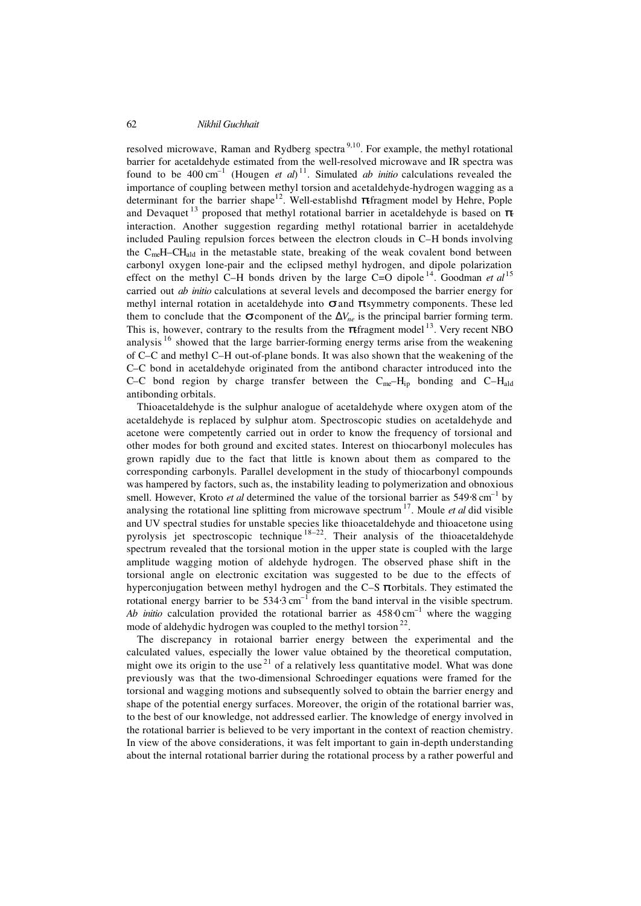resolved microwave, Raman and Rydberg spectra[9,10]. For example, the methyl rotational barrier for acetaldehyde estimated from the well-resolved microwave and IR spectra was found to be $400\,\text{cm}^{-1}$ (Hougen *et al*)[11]. Simulated *ab initio* calculations revealed the importance of coupling between methyl torsion and acetaldehyde-hydrogen wagging as a determinant for the barrier shape[12]. Well-establishd $\pi$-fragment model by Hehre, Pople and Devaquet[13] proposed that methyl rotational barrier in acetaldehyde is based on $\pi$-interaction. Another suggestion regarding methyl rotational barrier in acetaldehyde included Pauling repulsion forces between the electron clouds in C–H bonds involving the $C_{me}H–CH_{ald}$ in the metastable state, breaking of the weak covalent bond between carbonyl oxygen lone-pair and the eclipsed methyl hydrogen, and dipole polarization effect on the methyl C–H bonds driven by the large C=O dipole[14]. Goodman *et al*[15] carried out *ab initio* calculations at several levels and decomposed the barrier energy for methyl internal rotation in acetaldehyde into $\sigma$ and $\pi$ symmetry components. These led them to conclude that the $\sigma$ component of the $\Delta V_{ne}$ is the principal barrier forming term. This is, however, contrary to the results from the $\pi$-fragment model[13]. Very recent NBO analysis[16] showed that the large barrier-forming energy terms arise from the weakening of C–C and methyl C–H out-of-plane bonds. It was also shown that the weakening of the C–C bond in acetaldehyde originated from the antibond character introduced into the C–C bond region by charge transfer between the $C_{me}–H_{ip}$ bonding and $C–H_{ald}$ antibonding orbitals.

Thioacetaldehyde is the sulphur analogue of acetaldehyde where oxygen atom of the acetaldehyde is replaced by sulphur atom. Spectroscopic studies on acetaldehyde and acetone were competently carried out in order to know the frequency of torsional and other modes for both ground and excited states. Interest on thiocarbonyl molecules has grown rapidly due to the fact that little is known about them as compared to the corresponding carbonyls. Parallel development in the study of thiocarbonyl compounds was hampered by factors, such as, the instability leading to polymerization and obnoxious smell. However, Kroto *et al* determined the value of the torsional barrier as $549{\cdot}8\,\text{cm}^{-1}$ by analysing the rotational line splitting from microwave spectrum[17]. Moule *et al* did visible and UV spectral studies for unstable species like thioacetaldehyde and thioacetone using pyrolysis jet spectroscopic technique[18–22]. Their analysis of the thioacetaldehyde spectrum revealed that the torsional motion in the upper state is coupled with the large amplitude wagging motion of aldehyde hydrogen. The observed phase shift in the torsional angle on electronic excitation was suggested to be due to the effects of hyperconjugation between methyl hydrogen and the C–S $\pi$ orbitals. They estimated the rotational energy barrier to be $534{\cdot}3\,\text{cm}^{-1}$ from the band interval in the visible spectrum. *Ab initio* calculation provided the rotational barrier as $458{\cdot}0\,\text{cm}^{-1}$ where the wagging mode of aldehydic hydrogen was coupled to the methyl torsion[22].

The discrepancy in rotaional barrier energy between the experimental and the calculated values, especially the lower value obtained by the theoretical computation, might owe its origin to the use[21] of a relatively less quantitative model. What was done previously was that the two-dimensional Schroedinger equations were framed for the torsional and wagging motions and subsequently solved to obtain the barrier energy and shape of the potential energy surfaces. Moreover, the origin of the rotational barrier was, to the best of our knowledge, not addressed earlier. The knowledge of energy involved in the rotational barrier is believed to be very important in the context of reaction chemistry. In view of the above considerations, it was felt important to gain in-depth understanding about the internal rotational barrier during the rotational process by a rather powerful and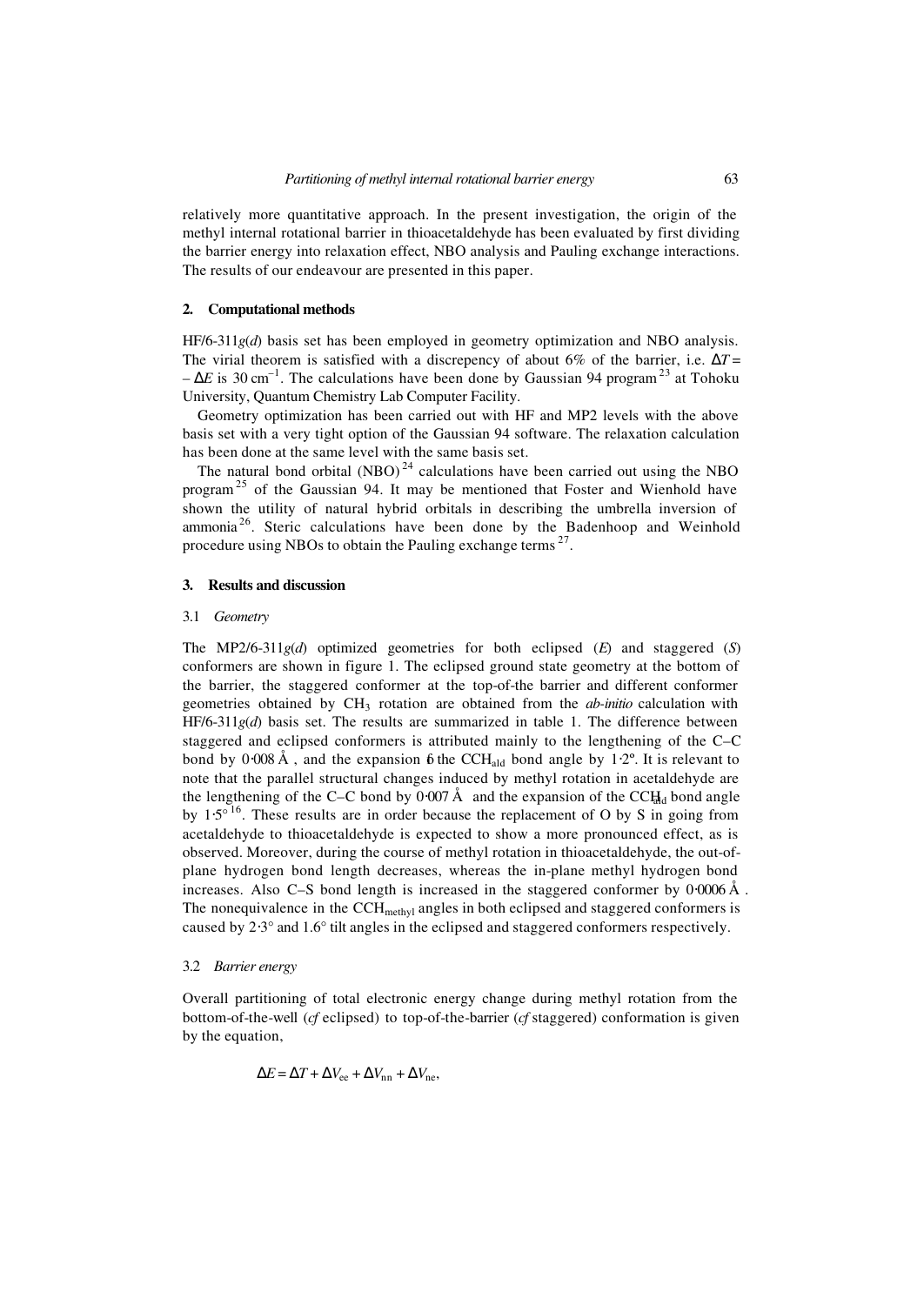relatively more quantitative approach. In the present investigation, the origin of the methyl internal rotational barrier in thioacetaldehyde has been evaluated by first dividing the barrier energy into relaxation effect, NBO analysis and Pauling exchange interactions. The results of our endeavour are presented in this paper.

## 2. Computational methods

HF/6-311*g*(*d*) basis set has been employed in geometry optimization and NBO analysis. The virial theorem is satisfied with a discrepency of about 6% of the barrier, i.e. $\Delta T = -\Delta E$ is 30 $cm^{-1}$. The calculations have been done by Gaussian 94 program[23] at Tohoku University, Quantum Chemistry Lab Computer Facility.

Geometry optimization has been carried out with HF and MP2 levels with the above basis set with a very tight option of the Gaussian 94 software. The relaxation calculation has been done at the same level with the same basis set.

The natural bond orbital (NBO)[24] calculations have been carried out using the NBO program[25] of the Gaussian 94. It may be mentioned that Foster and Wienhold have shown the utility of natural hybrid orbitals in describing the umbrella inversion of ammonia[26]. Steric calculations have been done by the Badenhoop and Weinhold procedure using NBOs to obtain the Pauling exchange terms[27].

## 3. Results and discussion

### 3.1 *Geometry*

The MP2/6-311*g*(*d*) optimized geometries for both eclipsed (*E*) and staggered (*S*) conformers are shown in figure 1. The eclipsed ground state geometry at the bottom of the barrier, the staggered conformer at the top-of-the barrier and different conformer geometries obtained by $CH_3$ rotation are obtained from the *ab-initio* calculation with HF/6-311*g*(*d*) basis set. The results are summarized in table 1. The difference between staggered and eclipsed conformers is attributed mainly to the lengthening of the C–C bond by 0·008 Å, and the expansion of the $CCH_{ald}$ bond angle by 1·2°. It is relevant to note that the parallel structural changes induced by methyl rotation in acetaldehyde are the lengthening of the C–C bond by 0·007 Å and the expansion of the $CCH_{ald}$ bond angle by 1·5°[16]. These results are in order because the replacement of O by S in going from acetaldehyde to thioacetaldehyde is expected to show a more pronounced effect, as is observed. Moreover, during the course of methyl rotation in thioacetaldehyde, the out-of-plane hydrogen bond length decreases, whereas the in-plane methyl hydrogen bond increases. Also C–S bond length is increased in the staggered conformer by 0·0006 Å. The nonequivalence in the $CCH_{methyl}$ angles in both eclipsed and staggered conformers is caused by 2·3° and 1.6° tilt angles in the eclipsed and staggered conformers respectively.

### 3.2 *Barrier energy*

Overall partitioning of total electronic energy change during methyl rotation from the bottom-of-the-well (*cf* eclipsed) to top-of-the-barrier (*cf* staggered) conformation is given by the equation,

$$\Delta E = \Delta T + \Delta V_{ee} + \Delta V_{nn} + \Delta V_{ne},$$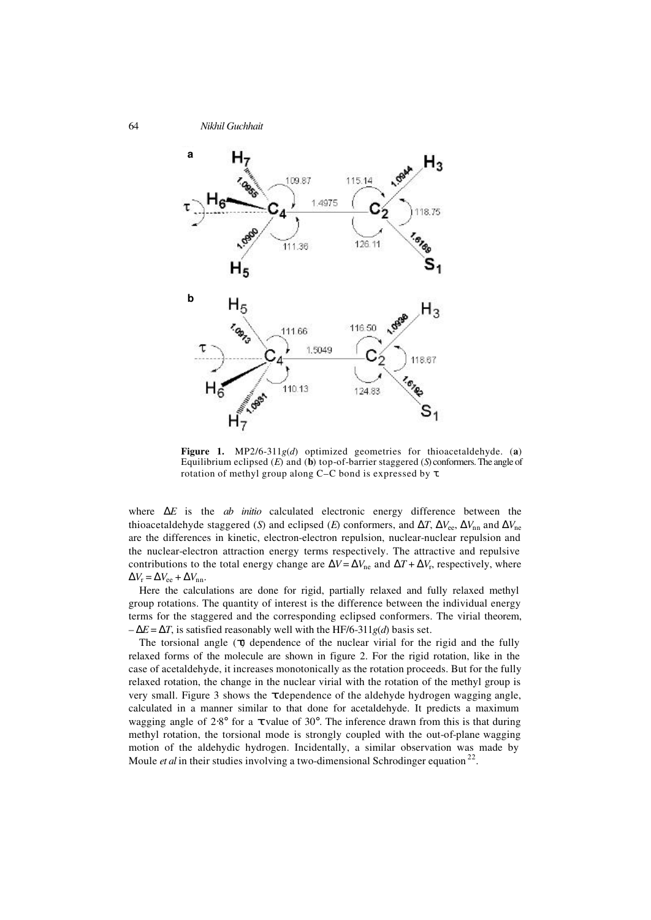**Figure 1.** MP2/6-311$g(d)$ optimized geometries for thioacetaldehyde. (**a**) Equilibrium eclipsed (*E*) and (**b**) top-of-barrier staggered (*S*) conformers. The angle of rotation of methyl group along C–C bond is expressed by $\tau$.

where $\Delta E$ is the *ab initio* calculated electronic energy difference between the thioacetaldehyde staggered (*S*) and eclipsed (*E*) conformers, and $\Delta T$, $\Delta V_{ee}$, $\Delta V_{nn}$ and $\Delta V_{ne}$ are the differences in kinetic, electron-electron repulsion, nuclear-nuclear repulsion and the nuclear-electron attraction energy terms respectively. The attractive and repulsive contributions to the total energy change are $\Delta V = \Delta V_{ne}$ and $\Delta T + \Delta V_r$, respectively, where $\Delta V_r = \Delta V_{ee} + \Delta V_{nn}$.

Here the calculations are done for rigid, partially relaxed and fully relaxed methyl group rotations. The quantity of interest is the difference between the individual energy terms for the staggered and the corresponding eclipsed conformers. The virial theorem, $-\Delta E = \Delta T$, is satisfied reasonably well with the HF/6-311$g(d)$ basis set.

The torsional angle ($\tau$) dependence of the nuclear virial for the rigid and the fully relaxed forms of the molecule are shown in figure 2. For the rigid rotation, like in the case of acetaldehyde, it increases monotonically as the rotation proceeds. But for the fully relaxed rotation, the change in the nuclear virial with the rotation of the methyl group is very small. Figure 3 shows the $\tau$ dependence of the aldehyde hydrogen wagging angle, calculated in a manner similar to that done for acetaldehyde. It predicts a maximum wagging angle of 2·8° for a $\tau$ value of 30°. The inference drawn from this is that during methyl rotation, the torsional mode is strongly coupled with the out-of-plane wagging motion of the aldehydic hydrogen. Incidentally, a similar observation was made by Moule *et al* in their studies involving a two-dimensional Schrodinger equation [22].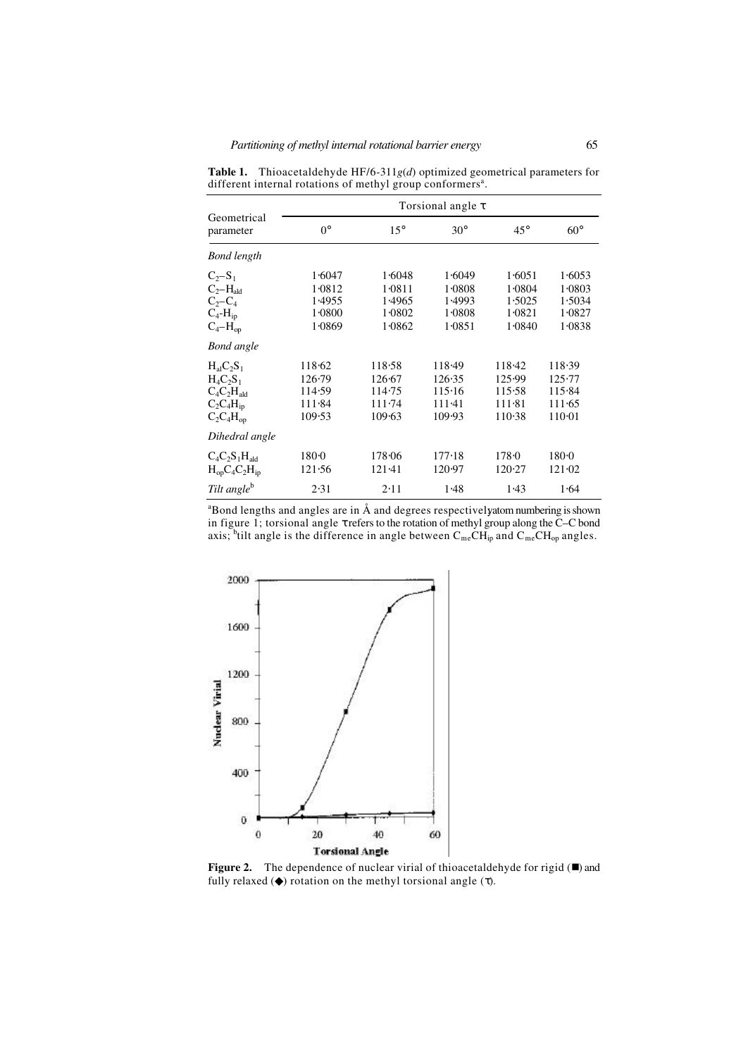**Table 1.** Thioacetaldehyde HF/6-311$g$($d$) optimized geometrical parameters for different internal rotations of methyl group conformers[a].

| Geometrical parameter | Torsional angle $\tau$ | | | | |
|---|---|---|---|---|---|
| | 0° | 15° | 30° | 45° | 60° |
| *Bond length* | | | | | |
| $C_2$–$S_1$ | 1·6047 | 1·6048 | 1·6049 | 1·6051 | 1·6053 |
| $C_2$–$H_{ald}$ | 1·0812 | 1·0811 | 1·0808 | 1·0804 | 1·0803 |
| $C_2$–$C_4$ | 1·4955 | 1·4965 | 1·4993 | 1·5025 | 1·5034 |
| $C_4$-$H_{ip}$ | 1·0800 | 1·0802 | 1·0808 | 1·0821 | 1·0827 |
| $C_4$–$H_{op}$ | 1·0869 | 1·0862 | 1·0851 | 1·0840 | 1·0838 |
| *Bond angle* | | | | | |
| $H_{al}C_2S_1$ | 118·62 | 118·58 | 118·49 | 118·42 | 118·39 |
| $H_4C_2S_1$ | 126·79 | 126·67 | 126·35 | 125·99 | 125·77 |
| $C_4C_2H_{ald}$ | 114·59 | 114·75 | 115·16 | 115·58 | 115·84 |
| $C_2C_4H_{ip}$ | 111·84 | 111·74 | 111·41 | 111·81 | 111·65 |
| $C_2C_4H_{op}$ | 109·53 | 109·63 | 109·93 | 110·38 | 110·01 |
| *Dihedral angle* | | | | | |
| $C_4C_2S_1H_{ald}$ | 180·0 | 178·06 | 177·18 | 178·0 | 180·0 |
| $H_{op}C_4C_2H_{ip}$ | 121·56 | 121·41 | 120·97 | 120·27 | 121·02 |
| *Tilt angle*[b] | 2·31 | 2·11 | 1·48 | 1·43 | 1·64 |

[a]Bond lengths and angles are in Å and degrees respectively; atom numbering is shown in figure 1; torsional angle $\tau$ refers to the rotation of methyl group along the C–C bond axis; [b]tilt angle is the difference in angle between $C_{me}CH_{ip}$ and $C_{me}CH_{op}$ angles.

**Figure 2.** The dependence of nuclear virial of thioacetaldehyde for rigid (■) and fully relaxed (◆) rotation on the methyl torsional angle ($\tau$).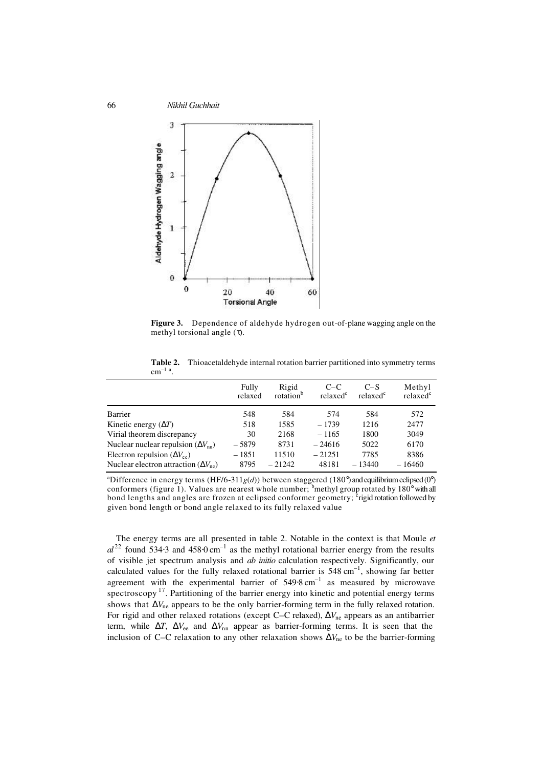**Figure 3.** Dependence of aldehyde hydrogen out-of-plane wagging angle on the methyl torsional angle (τ).

**Table 2.** Thioacetaldehyde internal rotation barrier partitioned into symmetry terms $cm^{-1}$ [a].

| | Fully relaxed | Rigid rotation[b] | C–C relaxed[c] | C–S relaxed[c] | Methyl relaxed[c] |
|---|---|---|---|---|---|
| Barrier | 548 | 584 | 574 | 584 | 572 |
| Kinetic energy ($\Delta T$) | 518 | 1585 | – 1739 | 1216 | 2477 |
| Virial theorem discrepancy | 30 | 2168 | – 1165 | 1800 | 3049 |
| Nuclear nuclear repulsion ($\Delta V_{nn}$) | – 5879 | 8731 | – 24616 | 5022 | 6170 |
| Electron repulsion ($\Delta V_{ee}$) | – 1851 | 11510 | – 21251 | 7785 | 8386 |
| Nuclear electron attraction ($\Delta V_{ne}$) | 8795 | – 21242 | 48181 | – 13440 | – 16460 |

[a]Difference in energy terms (HF/6-311$g(d)$) between staggered (180°) and equilibrium eclipsed (0°) conformers (figure 1). Values are nearest whole number; [b]methyl group rotated by 180° with all bond lengths and angles are frozen at eclipsed conformer geometry; [c]rigid rotation followed by given bond length or bond angle relaxed to its fully relaxed value

The energy terms are all presented in table 2. Notable in the context is that Moule *et al*[22] found 534·3 and 458·0 $cm^{-1}$ as the methyl rotational barrier energy from the results of visible jet spectrum analysis and *ab initio* calculation respectively. Significantly, our calculated values for the fully relaxed rotational barrier is 548 $cm^{-1}$, showing far better agreement with the experimental barrier of 549·8 $cm^{-1}$ as measured by microwave spectroscopy[17]. Partitioning of the barrier energy into kinetic and potential energy terms shows that $\Delta V_{ne}$ appears to be the only barrier-forming term in the fully relaxed rotation. For rigid and other relaxed rotations (except C–C relaxed), $\Delta V_{ne}$ appears as an antibarrier term, while $\Delta T$, $\Delta V_{ee}$ and $\Delta V_{nn}$ appear as barrier-forming terms. It is seen that the inclusion of C–C relaxation to any other relaxation shows $\Delta V_{ne}$ to be the barrier-forming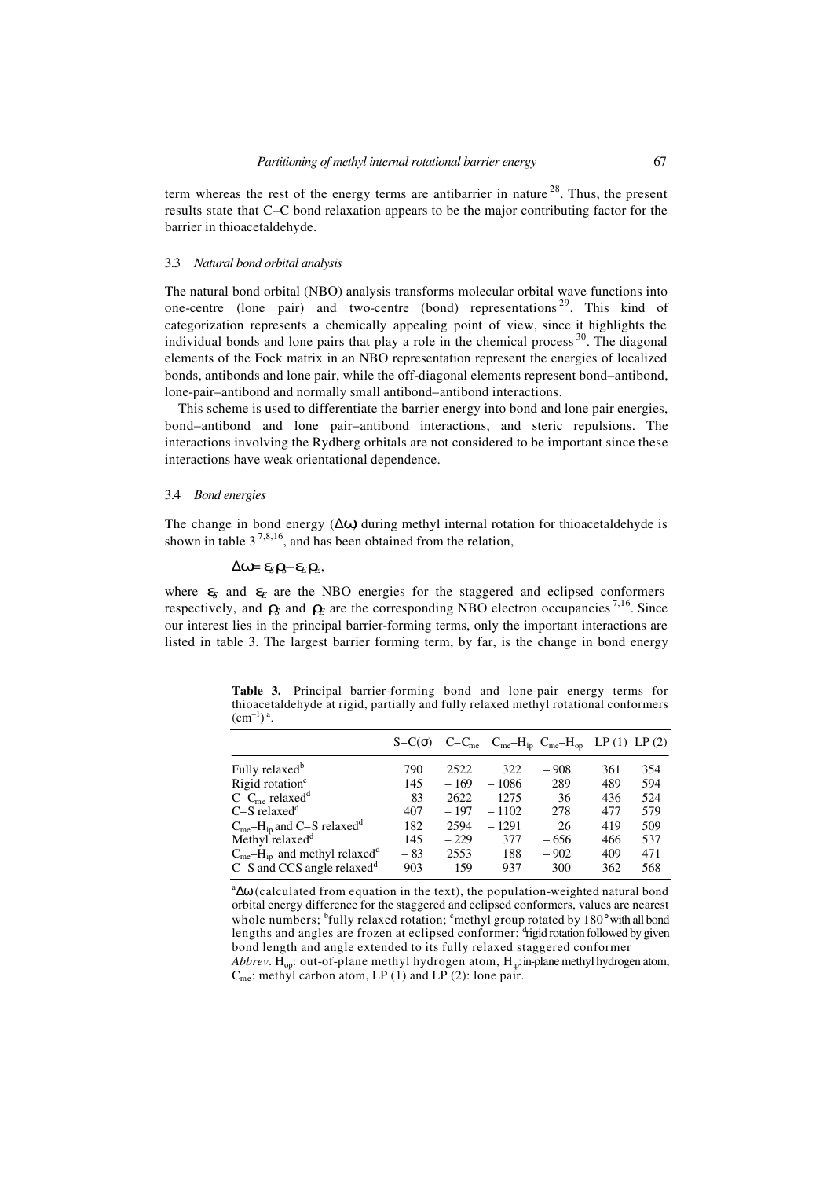term whereas the rest of the energy terms are antibarrier in nature [28]. Thus, the present results state that C–C bond relaxation appears to be the major contributing factor for the barrier in thioacetaldehyde.

### 3.3 *Natural bond orbital analysis*

The natural bond orbital (NBO) analysis transforms molecular orbital wave functions into one-centre (lone pair) and two-centre (bond) representations [29]. This kind of categorization represents a chemically appealing point of view, since it highlights the individual bonds and lone pairs that play a role in the chemical process [30]. The diagonal elements of the Fock matrix in an NBO representation represent the energies of localized bonds, antibonds and lone pair, while the off-diagonal elements represent bond–antibond, lone-pair–antibond and normally small antibond–antibond interactions.

This scheme is used to differentiate the barrier energy into bond and lone pair energies, bond–antibond and lone pair–antibond interactions, and steric repulsions. The interactions involving the Rydberg orbitals are not considered to be important since these interactions have weak orientational dependence.

### 3.4 *Bond energies*

The change in bond energy ($\Delta\omega$) during methyl internal rotation for thioacetaldehyde is shown in table 3 [7,8,16], and has been obtained from the relation,

$$\Delta\omega = \varepsilon_S\rho_S - \varepsilon_E\rho_E,$$

where $\varepsilon_S$ and $\varepsilon_E$ are the NBO energies for the staggered and eclipsed conformers respectively, and $\rho_S$ and $\rho_E$ are the corresponding NBO electron occupancies [7,16]. Since our interest lies in the principal barrier-forming terms, only the important interactions are listed in table 3. The largest barrier forming term, by far, is the change in bond energy

**Table 3.** Principal barrier-forming bond and lone-pair energy terms for thioacetaldehyde at rigid, partially and fully relaxed methyl rotational conformers ($cm^{-1}$) [a].

| | S–C(σ) | $C–C_{me}$ | $C_{me}–H_{ip}$ | $C_{me}–H_{op}$ | LP (1) | LP (2) |
|---|---|---|---|---|---|---|
| Fully relaxed[b] | 790 | 2522 | 322 | –908 | 361 | 354 |
| Rigid rotation[c] | 145 | –169 | –1086 | 289 | 489 | 594 |
| $C–C_{me}$ relaxed[d] | –83 | 2622 | –1275 | 36 | 436 | 524 |
| C–S relaxed[d] | 407 | –197 | –1102 | 278 | 477 | 579 |
| $C_{me}–H_{ip}$ and C–S relaxed[d] | 182 | 2594 | –1291 | 26 | 419 | 509 |
| Methyl relaxed[d] | 145 | –229 | 377 | –656 | 466 | 537 |
| $C_{me}–H_{ip}$ and methyl relaxed[d] | –83 | 2553 | 188 | –902 | 409 | 471 |
| C–S and CCS angle relaxed[d] | 903 | –159 | 937 | 300 | 362 | 568 |

[a]$\Delta\omega$ (calculated from equation in the text), the population-weighted natural bond orbital energy difference for the staggered and eclipsed conformers, values are nearest whole numbers; [b]fully relaxed rotation; [c]methyl group rotated by 180° with all bond lengths and angles are frozen at eclipsed conformer; [d]rigid rotation followed by given bond length and angle extended to its fully relaxed staggered conformer

*Abbrev*. $H_{op}$: out-of-plane methyl hydrogen atom, $H_{ip}$: in-plane methyl hydrogen atom, $C_{me}$: methyl carbon atom, LP (1) and LP (2): lone pair.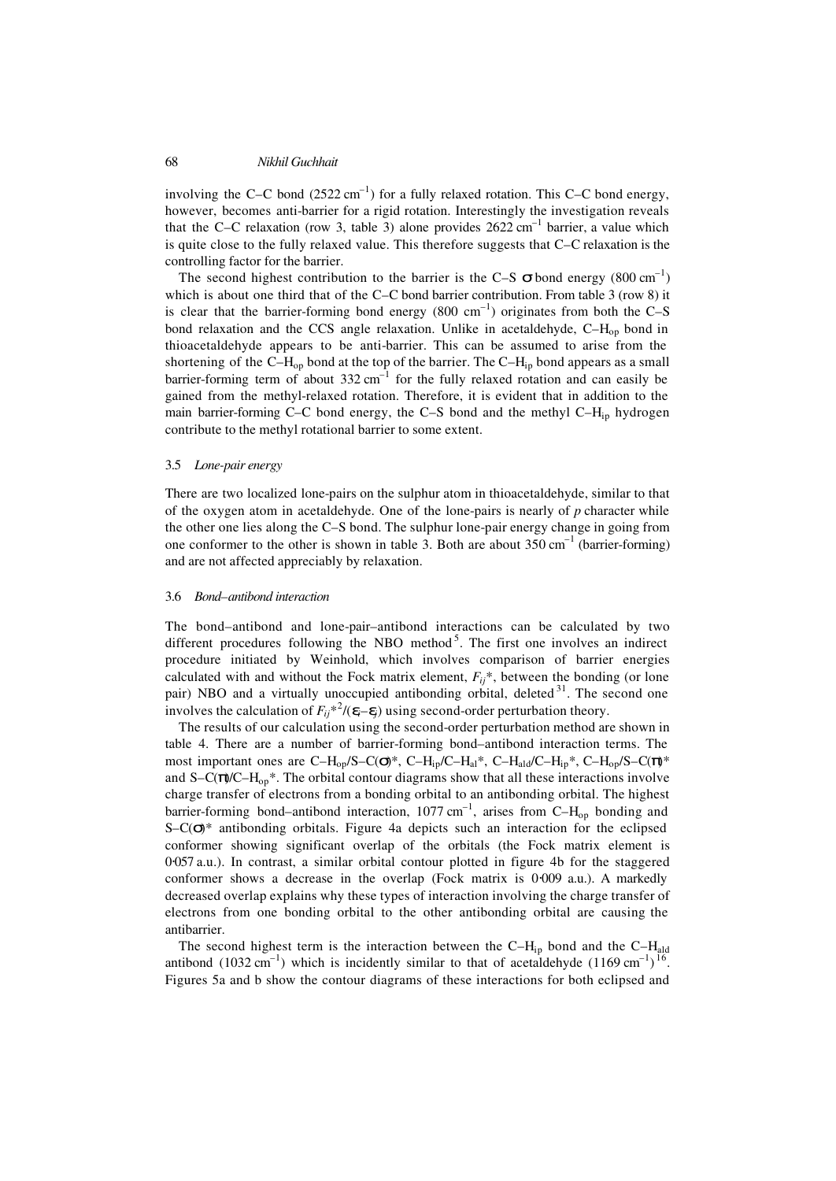involving the C–C bond ($2522\ cm^{-1}$) for a fully relaxed rotation. This C–C bond energy, however, becomes anti-barrier for a rigid rotation. Interestingly the investigation reveals that the C–C relaxation (row 3, table 3) alone provides $2622\ cm^{-1}$ barrier, a value which is quite close to the fully relaxed value. This therefore suggests that C–C relaxation is the controlling factor for the barrier.

The second highest contribution to the barrier is the C–S $\sigma$ bond energy ($800\ cm^{-1}$) which is about one third that of the C–C bond barrier contribution. From table 3 (row 8) it is clear that the barrier-forming bond energy ($800\ cm^{-1}$) originates from both the C–S bond relaxation and the CCS angle relaxation. Unlike in acetaldehyde, C–$H_{op}$ bond in thioacetaldehyde appears to be anti-barrier. This can be assumed to arise from the shortening of the C–$H_{op}$ bond at the top of the barrier. The C–$H_{ip}$ bond appears as a small barrier-forming term of about $332\ cm^{-1}$ for the fully relaxed rotation and can easily be gained from the methyl-relaxed rotation. Therefore, it is evident that in addition to the main barrier-forming C–C bond energy, the C–S bond and the methyl C–$H_{ip}$ hydrogen contribute to the methyl rotational barrier to some extent.

### 3.5 *Lone-pair energy*

There are two localized lone-pairs on the sulphur atom in thioacetaldehyde, similar to that of the oxygen atom in acetaldehyde. One of the lone-pairs is nearly of *p* character while the other one lies along the C–S bond. The sulphur lone-pair energy change in going from one conformer to the other is shown in table 3. Both are about $350\ cm^{-1}$ (barrier-forming) and are not affected appreciably by relaxation.

### 3.6 *Bond–antibond interaction*

The bond–antibond and lone-pair–antibond interactions can be calculated by two different procedures following the NBO method[5]. The first one involves an indirect procedure initiated by Weinhold, which involves comparison of barrier energies calculated with and without the Fock matrix element, $F_{ij}{*}$, between the bonding (or lone pair) NBO and a virtually unoccupied antibonding orbital, deleted[31]. The second one involves the calculation of $F_{ij}{*}^2/(\varepsilon_i - \varepsilon_j)$ using second-order perturbation theory.

The results of our calculation using the second-order perturbation method are shown in table 4. There are a number of barrier-forming bond–antibond interaction terms. The most important ones are C–$H_{op}$/S–C($\sigma$)*, C–$H_{ip}$/C–$H_{al}$*, C–$H_{ald}$/C–$H_{ip}$*, C–$H_{op}$/S–C($\pi$)* and S–C($\pi$)/C–$H_{op}$*. The orbital contour diagrams show that all these interactions involve charge transfer of electrons from a bonding orbital to an antibonding orbital. The highest barrier-forming bond–antibond interaction, $1077\ cm^{-1}$, arises from C–$H_{op}$ bonding and S–C($\sigma$)* antibonding orbitals. Figure 4a depicts such an interaction for the eclipsed conformer showing significant overlap of the orbitals (the Fock matrix element is 0·057 a.u.). In contrast, a similar orbital contour plotted in figure 4b for the staggered conformer shows a decrease in the overlap (Fock matrix is 0·009 a.u.). A markedly decreased overlap explains why these types of interaction involving the charge transfer of electrons from one bonding orbital to the other antibonding orbital are causing the antibarrier.

The second highest term is the interaction between the C–$H_{ip}$ bond and the C–$H_{ald}$ antibond ($1032\ cm^{-1}$) which is incidently similar to that of acetaldehyde ($1169\ cm^{-1}$)[16]. Figures 5a and b show the contour diagrams of these interactions for both eclipsed and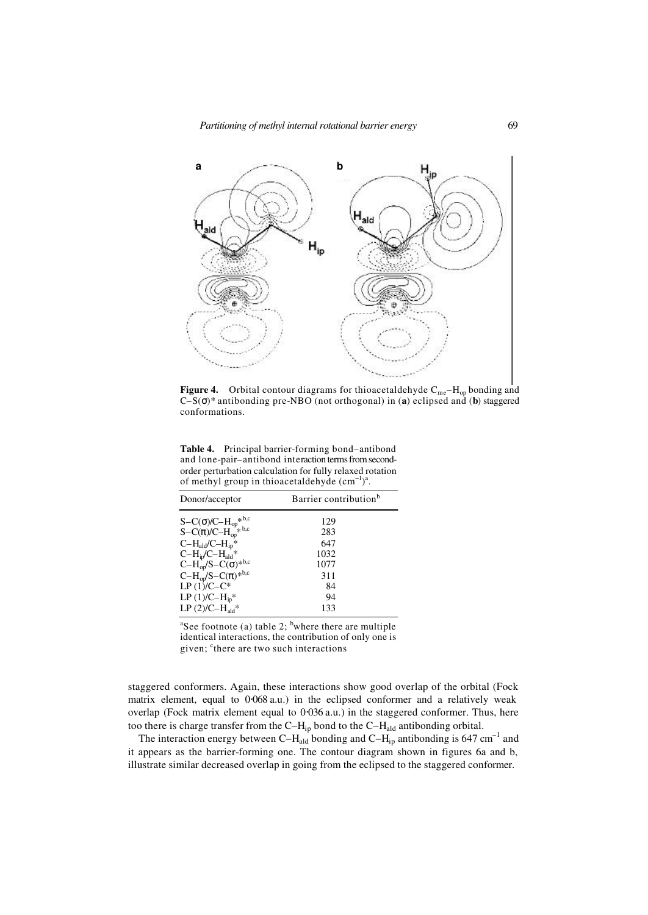**Figure 4.** Orbital contour diagrams for thioacetaldehyde $C_{me}$–$H_{op}$ bonding and C–S(σ)* antibonding pre-NBO (not orthogonal) in (**a**) eclipsed and (**b**) staggered conformations.

**Table 4.** Principal barrier-forming bond–antibond and lone-pair–antibond interaction terms from second-order perturbation calculation for fully relaxed rotation of methyl group in thioacetaldehyde ($cm^{-1}$)[a].

| Donor/acceptor | Barrier contribution[b] |
|---|---|
| S–C(σ)/C–$H_{op}$*[b,c] | 129 |
| S–C(π)/C–$H_{op}$*[b,c] | 283 |
| C–$H_{ald}$/C–$H_{ip}$* | 647 |
| C–$H_{ip}$/C–$H_{ald}$* | 1032 |
| C–$H_{op}$/S–C(σ)*[b,c] | 1077 |
| C–$H_{op}$/S–C(π)*[b,c] | 311 |
| LP (1)/C–C* | 84 |
| LP (1)/C–$H_{ip}$* | 94 |
| LP (2)/C–$H_{ald}$* | 133 |

[a]See footnote (a) table 2; [b]where there are multiple identical interactions, the contribution of only one is given; [c]there are two such interactions

staggered conformers. Again, these interactions show good overlap of the orbital (Fock matrix element, equal to 0·068 a.u.) in the eclipsed conformer and a relatively weak overlap (Fock matrix element equal to 0·036 a.u.) in the staggered conformer. Thus, here too there is charge transfer from the C–$H_{ip}$ bond to the C–$H_{ald}$ antibonding orbital.

The interaction energy between C–$H_{ald}$ bonding and C–$H_{ip}$ antibonding is 647 $cm^{-1}$ and it appears as the barrier-forming one. The contour diagram shown in figures 6a and b, illustrate similar decreased overlap in going from the eclipsed to the staggered conformer.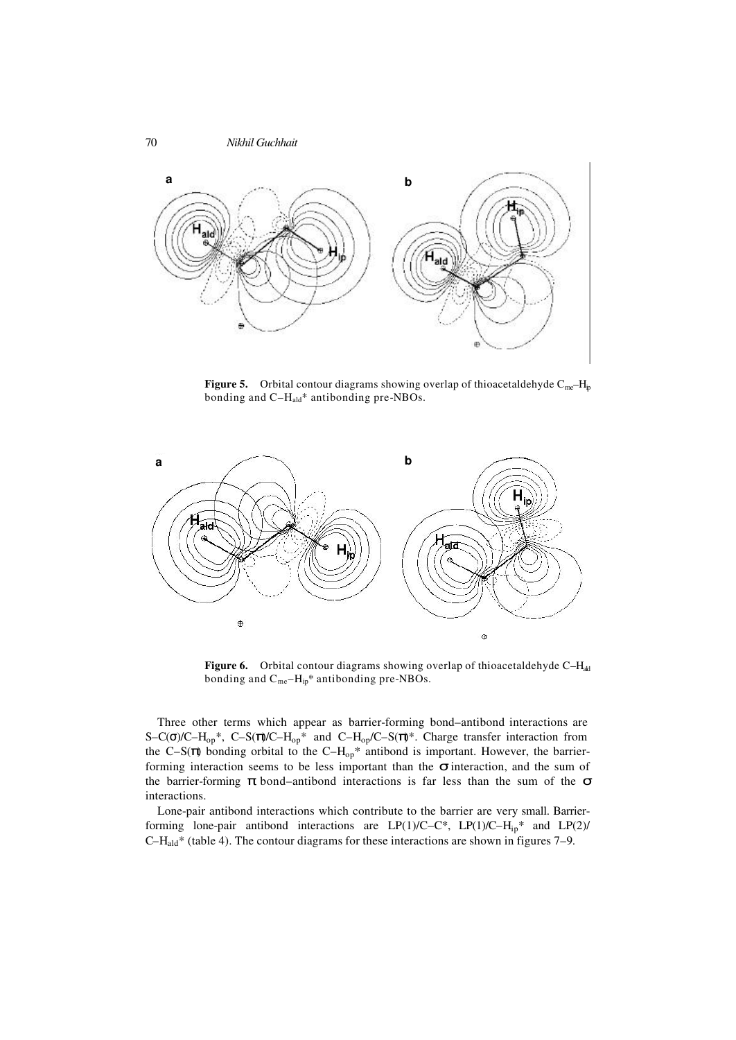**Figure 5.** Orbital contour diagrams showing overlap of thioacetaldehyde $C_{me}$–$H_{ip}$ bonding and C–$H_{ald}$* antibonding pre-NBOs.

**Figure 6.** Orbital contour diagrams showing overlap of thioacetaldehyde C–$H_{ald}$ bonding and $C_{me}$–$H_{ip}$* antibonding pre-NBOs.

Three other terms which appear as barrier-forming bond–antibond interactions are S–C($\sigma$)/C–$H_{op}$*, C–S($\pi$)/C–$H_{op}$* and C–$H_{op}$/C–S($\pi$)*. Charge transfer interaction from the C–S($\pi$) bonding orbital to the C–$H_{op}$* antibond is important. However, the barrier-forming interaction seems to be less important than the $\sigma$ interaction, and the sum of the barrier-forming $\pi$ bond–antibond interactions is far less than the sum of the $\sigma$ interactions.

Lone-pair antibond interactions which contribute to the barrier are very small. Barrier-forming lone-pair antibond interactions are LP(1)/C–C*, LP(1)/C–$H_{ip}$* and LP(2)/ C–$H_{ald}$* (table 4). The contour diagrams for these interactions are shown in figures 7–9.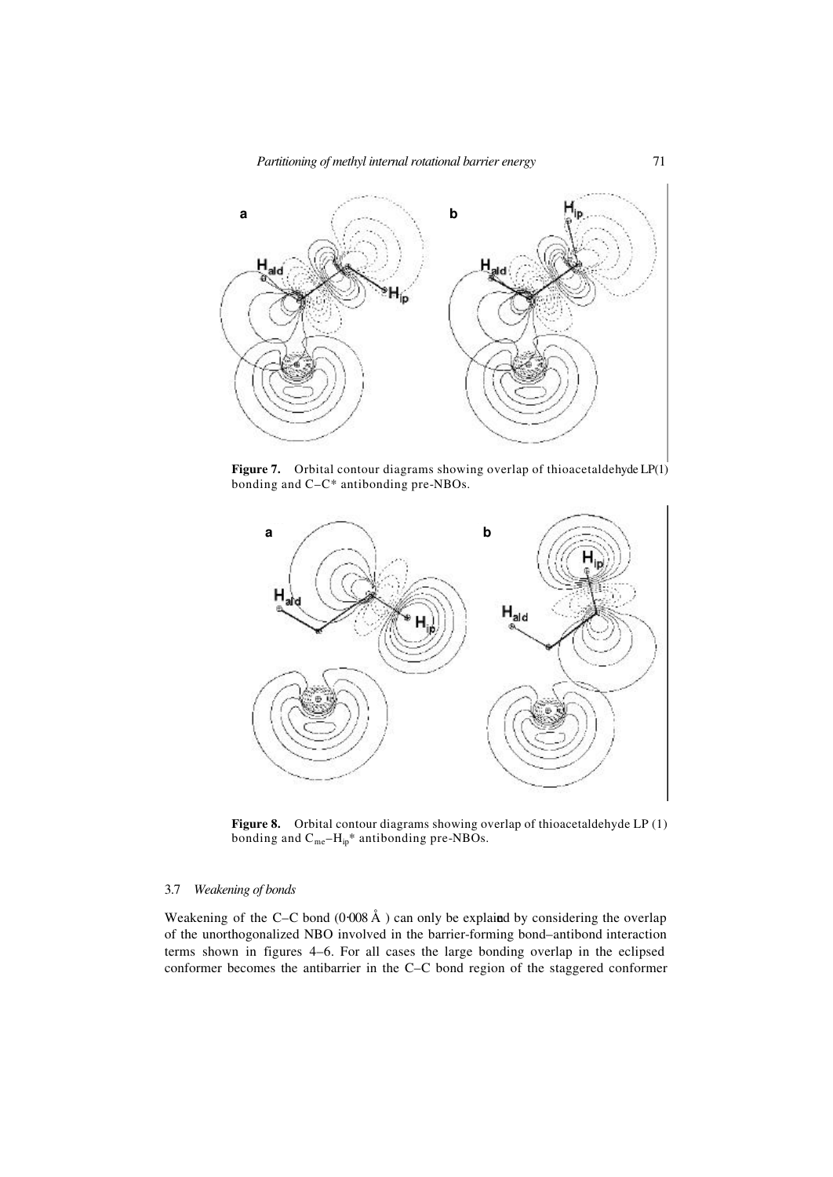**Figure 7.** Orbital contour diagrams showing overlap of thioacetaldehyde LP(1) bonding and C–C* antibonding pre-NBOs.

**Figure 8.** Orbital contour diagrams showing overlap of thioacetaldehyde LP (1) bonding and $C_{me}$–$H_{ip}$* antibonding pre-NBOs.

### 3.7 *Weakening of bonds*

Weakening of the C–C bond (0·008 Å ) can only be explained by considering the overlap of the unorthogonalized NBO involved in the barrier-forming bond–antibond interaction terms shown in figures 4–6. For all cases the large bonding overlap in the eclipsed conformer becomes the antibarrier in the C–C bond region of the staggered conformer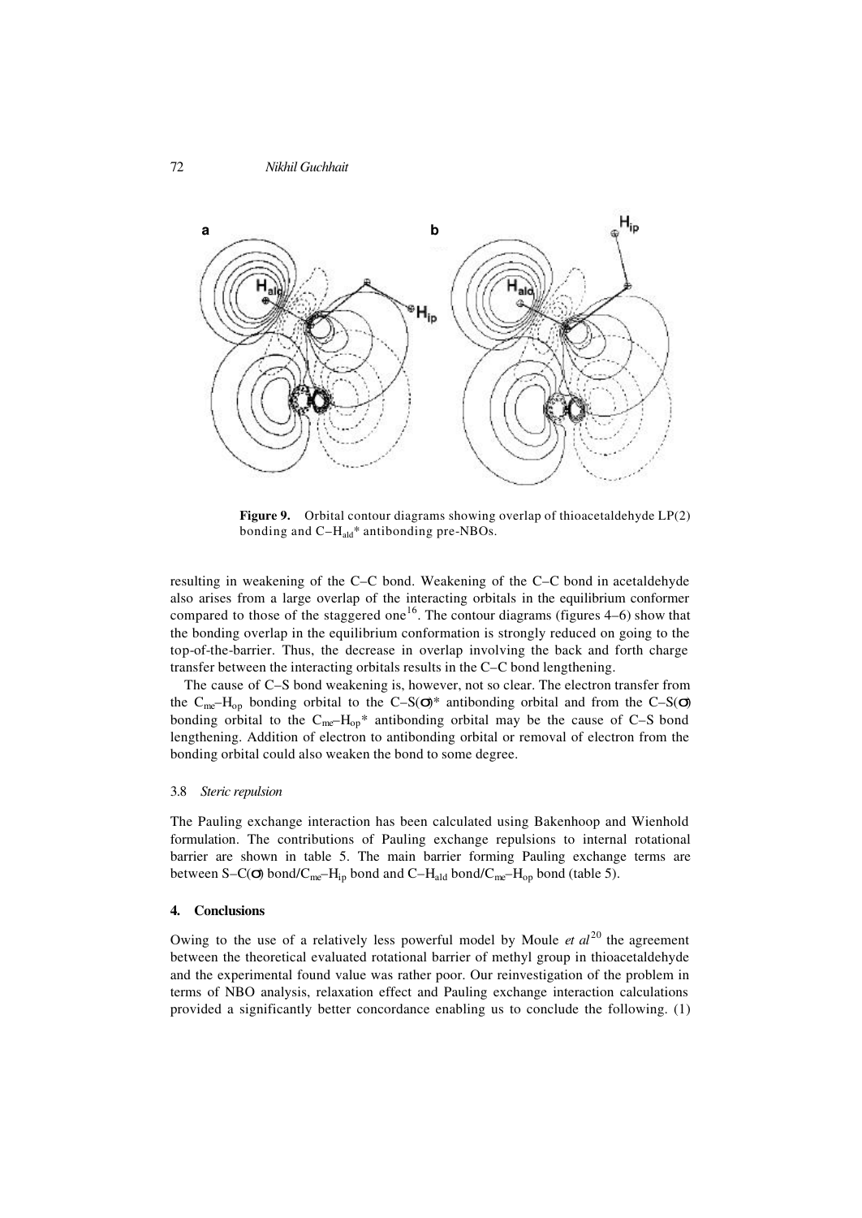**Figure 9.** Orbital contour diagrams showing overlap of thioacetaldehyde LP(2) bonding and C–$H_{ald}$* antibonding pre-NBOs.

resulting in weakening of the C–C bond. Weakening of the C–C bond in acetaldehyde also arises from a large overlap of the interacting orbitals in the equilibrium conformer compared to those of the staggered one[16]. The contour diagrams (figures 4–6) show that the bonding overlap in the equilibrium conformation is strongly reduced on going to the top-of-the-barrier. Thus, the decrease in overlap involving the back and forth charge transfer between the interacting orbitals results in the C–C bond lengthening.

The cause of C–S bond weakening is, however, not so clear. The electron transfer from the $C_{me}$–$H_{op}$ bonding orbital to the C–S($\sigma$)* antibonding orbital and from the C–S($\sigma$) bonding orbital to the $C_{me}$–$H_{op}$* antibonding orbital may be the cause of C–S bond lengthening. Addition of electron to antibonding orbital or removal of electron from the bonding orbital could also weaken the bond to some degree.

### 3.8 *Steric repulsion*

The Pauling exchange interaction has been calculated using Bakenhoop and Wienhold formulation. The contributions of Pauling exchange repulsions to internal rotational barrier are shown in table 5. The main barrier forming Pauling exchange terms are between S–C($\sigma$) bond/$C_{me}$–$H_{ip}$ bond and C–$H_{ald}$ bond/$C_{me}$–$H_{op}$ bond (table 5).

## 4. Conclusions

Owing to the use of a relatively less powerful model by Moule *et al*[20] the agreement between the theoretical evaluated rotational barrier of methyl group in thioacetaldehyde and the experimental found value was rather poor. Our reinvestigation of the problem in terms of NBO analysis, relaxation effect and Pauling exchange interaction calculations provided a significantly better concordance enabling us to conclude the following. (1)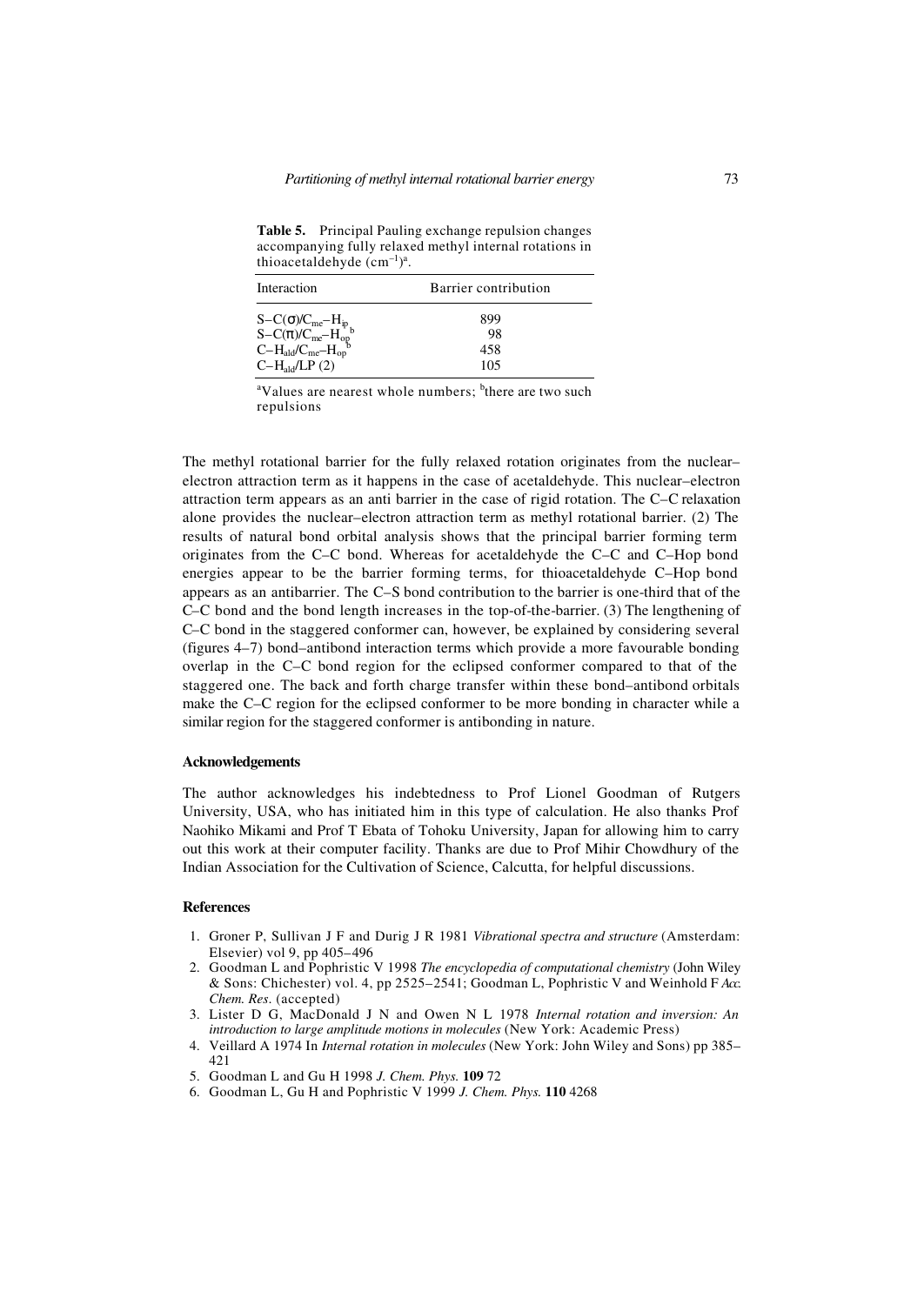**Table 5.** Principal Pauling exchange repulsion changes accompanying fully relaxed methyl internal rotations in thioacetaldehyde ($cm^{-1}$)[a].

| Interaction | Barrier contribution |
|---|---|
| $S–C(\sigma)/C_{me}–H_{ip}$ | 899 |
| $S–C(\pi)/C_{me}–H_{op}$[b] | 98 |
| $C–H_{ald}/C_{me}–H_{op}$[b] | 458 |
| $C–H_{ald}/LP\ (2)$ | 105 |

[a]Values are nearest whole numbers; [b]there are two such repulsions

The methyl rotational barrier for the fully relaxed rotation originates from the nuclear–electron attraction term as it happens in the case of acetaldehyde. This nuclear–electron attraction term appears as an anti barrier in the case of rigid rotation. The C–C relaxation alone provides the nuclear–electron attraction term as methyl rotational barrier. (2) The results of natural bond orbital analysis shows that the principal barrier forming term originates from the C–C bond. Whereas for acetaldehyde the C–C and C–Hop bond energies appear to be the barrier forming terms, for thioacetaldehyde C–Hop bond appears as an antibarrier. The C–S bond contribution to the barrier is one-third that of the C–C bond and the bond length increases in the top-of-the-barrier. (3) The lengthening of C–C bond in the staggered conformer can, however, be explained by considering several (figures 4–7) bond–antibond interaction terms which provide a more favourable bonding overlap in the C–C bond region for the eclipsed conformer compared to that of the staggered one. The back and forth charge transfer within these bond–antibond orbitals make the C–C region for the eclipsed conformer to be more bonding in character while a similar region for the staggered conformer is antibonding in nature.

## Acknowledgements

The author acknowledges his indebtedness to Prof Lionel Goodman of Rutgers University, USA, who has initiated him in this type of calculation. He also thanks Prof Naohiko Mikami and Prof T Ebata of Tohoku University, Japan for allowing him to carry out this work at their computer facility. Thanks are due to Prof Mihir Chowdhury of the Indian Association for the Cultivation of Science, Calcutta, for helpful discussions.

## References

1. Groner P, Sullivan J F and Durig J R 1981 *Vibrational spectra and structure* (Amsterdam: Elsevier) vol 9, pp 405–496
2. Goodman L and Pophristic V 1998 *The encyclopedia of computational chemistry* (John Wiley & Sons: Chichester) vol. 4, pp 2525–2541; Goodman L, Pophristic V and Weinhold F *Acc. Chem. Res.* (accepted)
3. Lister D G, MacDonald J N and Owen N L 1978 *Internal rotation and inversion: An introduction to large amplitude motions in molecules* (New York: Academic Press)
4. Veillard A 1974 In *Internal rotation in molecules* (New York: John Wiley and Sons) pp 385–421
5. Goodman L and Gu H 1998 *J. Chem. Phys.* **109** 72
6. Goodman L, Gu H and Pophristic V 1999 *J. Chem. Phys.* **110** 4268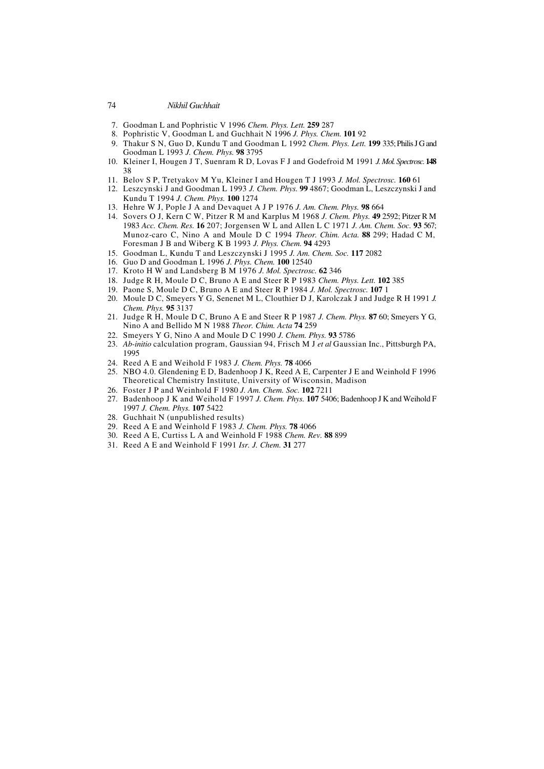7. Goodman L and Pophristic V 1996 *Chem. Phys. Lett.* **259** 287
8. Pophristic V, Goodman L and Guchhait N 1996 *J. Phys. Chem.* **101** 92
9. Thakur S N, Guo D, Kundu T and Goodman L 1992 *Chem. Phys. Lett.* **199** 335; Philis J G and Goodman L 1993 *J. Chem. Phys.* **98** 3795
10. Kleiner I, Hougen J T, Suenram R D, Lovas F J and Godefroid M 1991 *J. Mol. Spectrosc.* **148** 38
11. Belov S P, Tretyakov M Yu, Kleiner I and Hougen T J 1993 *J. Mol. Spectrosc.* **160** 61
12. Leszcynski J and Goodman L 1993 *J. Chem. Phys.* **99** 4867; Goodman L, Leszczynski J and Kundu T 1994 *J. Chem. Phys.* **100** 1274
13. Hehre W J, Pople J A and Devaquet A J P 1976 *J. Am. Chem. Phys.* **98** 664
14. Sovers O J, Kern C W, Pitzer R M and Karplus M 1968 *J. Chem. Phys.* **49** 2592; Pitzer R M 1983 *Acc. Chem. Res.* **16** 207; Jorgensen W L and Allen L C 1971 *J. Am. Chem. Soc.* **93** 567; Munoz-caro C, Nino A and Moule D C 1994 *Theor. Chim. Acta.* **88** 299; Hadad C M, Foresman J B and Wiberg K B 1993 *J. Phys. Chem.* **94** 4293
15. Goodman L, Kundu T and Leszczynski J 1995 *J. Am. Chem. Soc.* **117** 2082
16. Guo D and Goodman L 1996 *J. Phys. Chem.* **100** 12540
17. Kroto H W and Landsberg B M 1976 *J. Mol. Spectrosc.* **62** 346
18. Judge R H, Moule D C, Bruno A E and Steer R P 1983 *Chem. Phys. Lett.* **102** 385
19. Paone S, Moule D C, Bruno A E and Steer R P 1984 *J. Mol. Spectrosc.* **107** 1
20. Moule D C, Smeyers Y G, Senenet M L, Clouthier D J, Karolczak J and Judge R H 1991 *J. Chem. Phys.* **95** 3137
21. Judge R H, Moule D C, Bruno A E and Steer R P 1987 *J. Chem. Phys.* **87** 60; Smeyers Y G, Nino A and Bellido M N 1988 *Theor. Chim. Acta* **74** 259
22. Smeyers Y G, Nino A and Moule D C 1990 *J. Chem. Phys.* **93** 5786
23. *Ab-initio* calculation program, Gaussian 94, Frisch M J *et al* Gaussian Inc., Pittsburgh PA, 1995
24. Reed A E and Weihold F 1983 *J. Chem. Phys.* **78** 4066
25. NBO 4.0. Glendening E D, Badenhoop J K, Reed A E, Carpenter J E and Weinhold F 1996 Theoretical Chemistry Institute, University of Wisconsin, Madison
26. Foster J P and Weinhold F 1980 *J. Am. Chem. Soc.* **102** 7211
27. Badenhoop J K and Weihold F 1997 *J. Chem. Phys.* **107** 5406; Badenhoop J K and Weihold F 1997 *J. Chem. Phys.* **107** 5422
28. Guchhait N (unpublished results)
29. Reed A E and Weinhold F 1983 *J. Chem. Phys.* **78** 4066
30. Reed A E, Curtiss L A and Weinhold F 1988 *Chem. Rev.* **88** 899
31. Reed A E and Weinhold F 1991 *Isr. J. Chem.* **31** 277